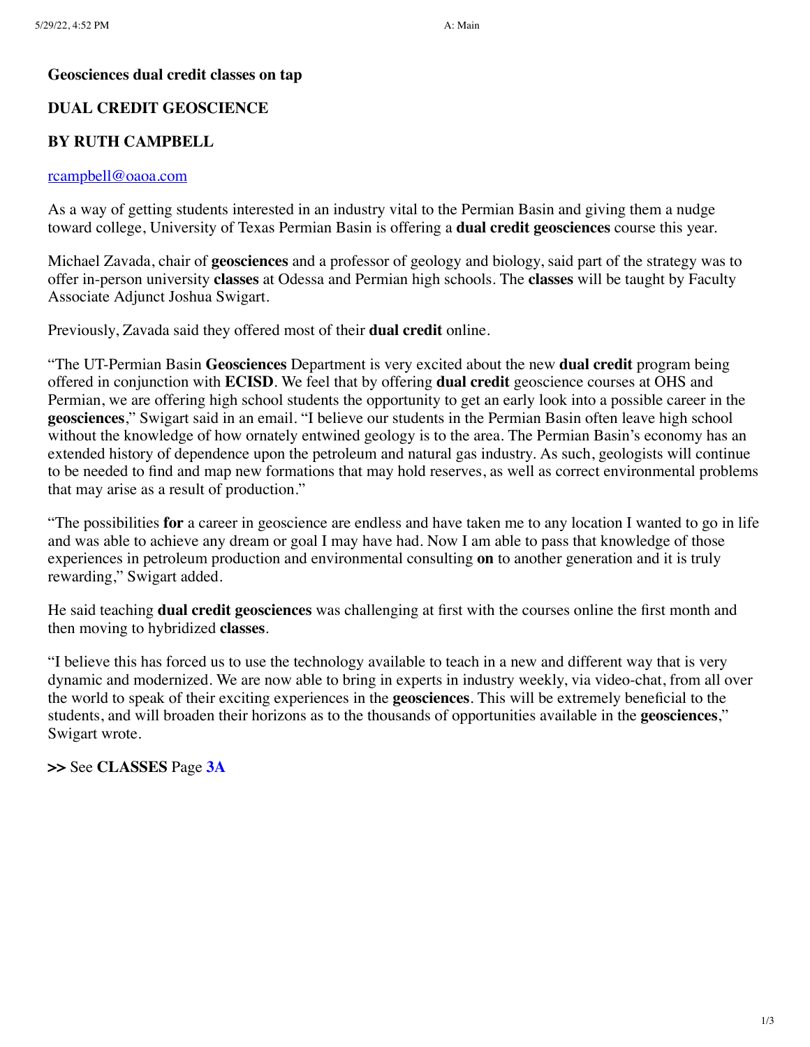**Geosciences dual credit classes on tap**

**DUAL CREDIT GEOSCIENCE**

**BY RUTH CAMPBELL**

rcampbell@oaoa.com

As a way of getting students interested in an industry vital to the Permian Basin and giving them a nudge toward college, University of Texas Permian Basin is offering a **dual credit geosciences** course this year.

Michael Zavada, chair of **geosciences** and a professor of geology and biology, said part of the strategy was to offer in-person university **classes** at Odessa and Permian high schools. The **classes** will be taught by Faculty Associate Adjunct Joshua Swigart.

Previously, Zavada said they offered most of their **dual credit** online.

"The UT-Permian Basin **Geosciences** Department is very excited about the new **dual credit** program being offered in conjunction with **ECISD**. We feel that by offering **dual credit** geoscience courses at OHS and Permian, we are offering high school students the opportunity to get an early look into a possible career in the **geosciences**," Swigart said in an email. "I believe our students in the Permian Basin often leave high school without the knowledge of how ornately entwined geology is to the area. The Permian Basin's economy has an extended history of dependence upon the petroleum and natural gas industry. As such, geologists will continue to be needed to find and map new formations that may hold reserves, as well as correct environmental problems that may arise as a result of production."

"The possibilities **for** a career in geoscience are endless and have taken me to any location I wanted to go in life and was able to achieve any dream or goal I may have had. Now I am able to pass that knowledge of those experiences in petroleum production and environmental consulting **on** to another generation and it is truly rewarding," Swigart added.

He said teaching **dual credit geosciences** was challenging at first with the courses online the first month and then moving to hybridized **classes**.

"I believe this has forced us to use the technology available to teach in a new and different way that is very dynamic and modernized. We are now able to bring in experts in industry weekly, via video-chat, from all over the world to speak of their exciting experiences in the **geosciences**. This will be extremely beneficial to the students, and will broaden their horizons as to the thousands of opportunities available in the **geosciences**," Swigart wrote.

**>>** See **CLASSES** Page **3A**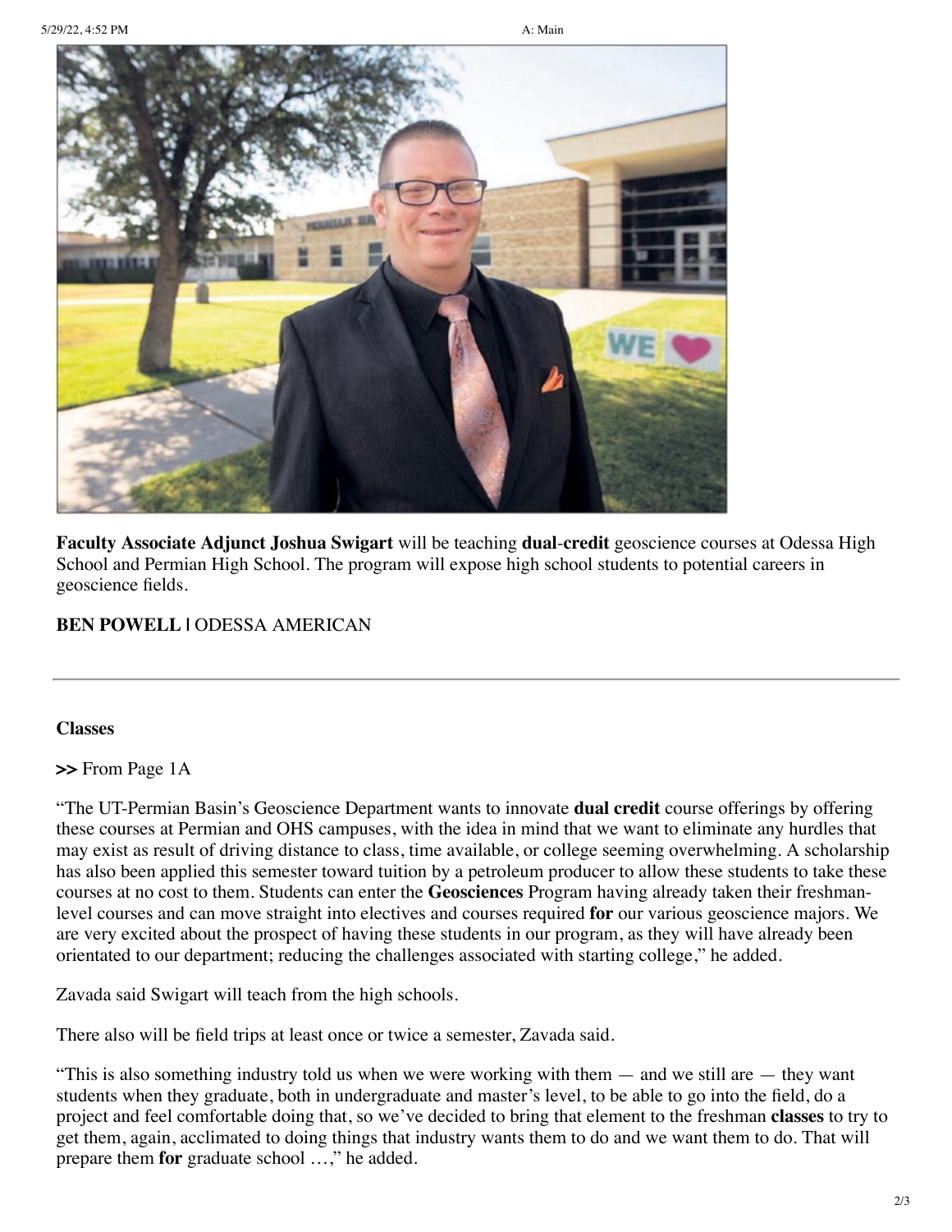**Faculty Associate Adjunct Joshua Swigart** will be teaching **dual**-**credit** geoscience courses at Odessa High School and Permian High School. The program will expose high school students to potential careers in geoscience fields.

**BEN POWELL |** ODESSA AMERICAN

---

**Classes**

**>>** From Page 1A

"The UT-Permian Basin's Geoscience Department wants to innovate **dual credit** course offerings by offering these courses at Permian and OHS campuses, with the idea in mind that we want to eliminate any hurdles that may exist as result of driving distance to class, time available, or college seeming overwhelming. A scholarship has also been applied this semester toward tuition by a petroleum producer to allow these students to take these courses at no cost to them. Students can enter the **Geosciences** Program having already taken their freshman-level courses and can move straight into electives and courses required **for** our various geoscience majors. We are very excited about the prospect of having these students in our program, as they will have already been orientated to our department; reducing the challenges associated with starting college," he added.

Zavada said Swigart will teach from the high schools.

There also will be field trips at least once or twice a semester, Zavada said.

"This is also something industry told us when we were working with them — and we still are — they want students when they graduate, both in undergraduate and master's level, to be able to go into the field, do a project and feel comfortable doing that, so we've decided to bring that element to the freshman **classes** to try to get them, again, acclimated to doing things that industry wants them to do and we want them to do. That will prepare them **for** graduate school …," he added.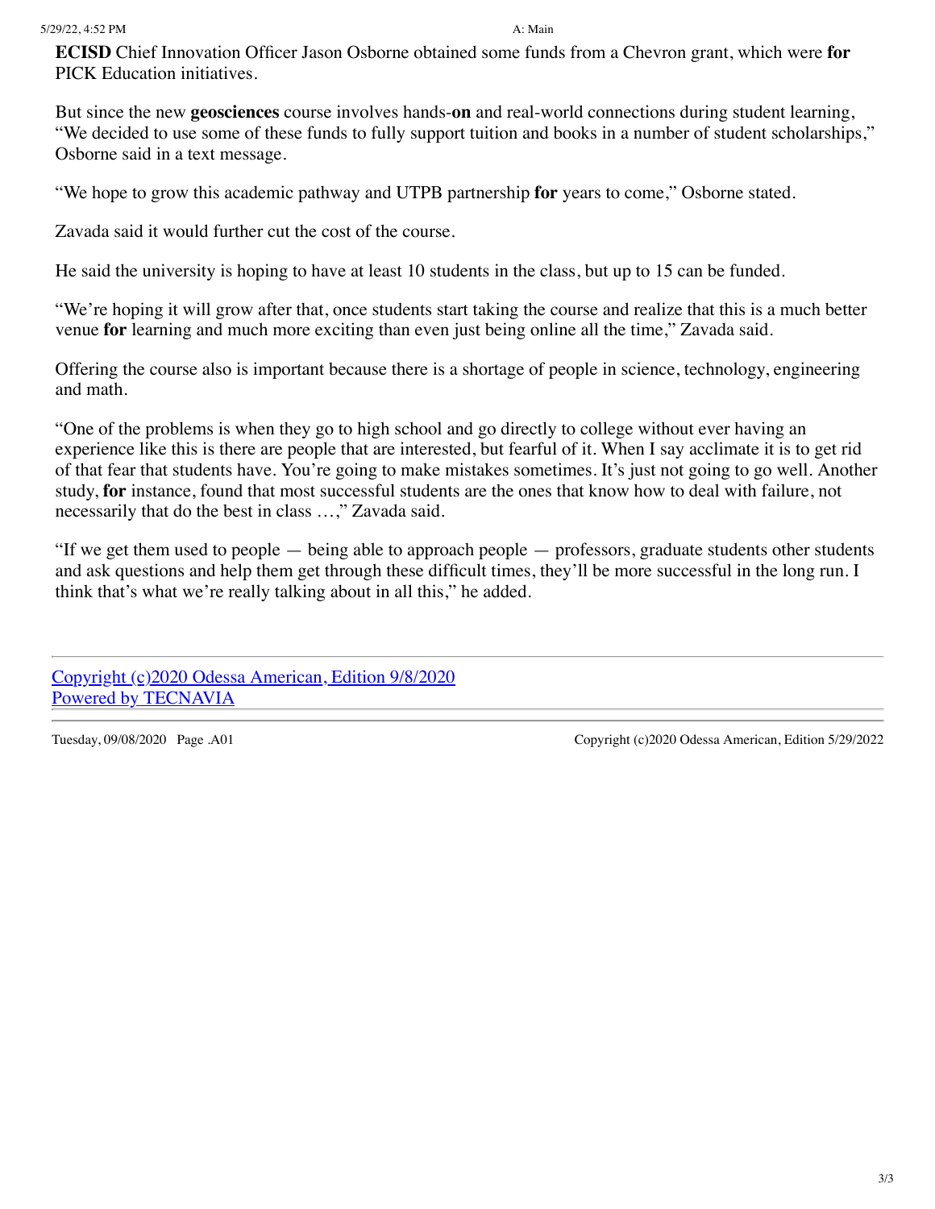**ECISD** Chief Innovation Officer Jason Osborne obtained some funds from a Chevron grant, which were **for** PICK Education initiatives.

But since the new **geosciences** course involves hands-**on** and real-world connections during student learning, “We decided to use some of these funds to fully support tuition and books in a number of student scholarships,” Osborne said in a text message.

“We hope to grow this academic pathway and UTPB partnership **for** years to come,” Osborne stated.

Zavada said it would further cut the cost of the course.

He said the university is hoping to have at least 10 students in the class, but up to 15 can be funded.

“We’re hoping it will grow after that, once students start taking the course and realize that this is a much better venue **for** learning and much more exciting than even just being online all the time,” Zavada said.

Offering the course also is important because there is a shortage of people in science, technology, engineering and math.

“One of the problems is when they go to high school and go directly to college without ever having an experience like this is there are people that are interested, but fearful of it. When I say acclimate it is to get rid of that fear that students have. You’re going to make mistakes sometimes. It’s just not going to go well. Another study, **for** instance, found that most successful students are the ones that know how to deal with failure, not necessarily that do the best in class …,” Zavada said.

“If we get them used to people — being able to approach people — professors, graduate students other students and ask questions and help them get through these difficult times, they’ll be more successful in the long run. I think that’s what we’re really talking about in all this,” he added.

---

Copyright (c)2020 Odessa American, Edition 9/8/2020
Powered by TECNAVIA